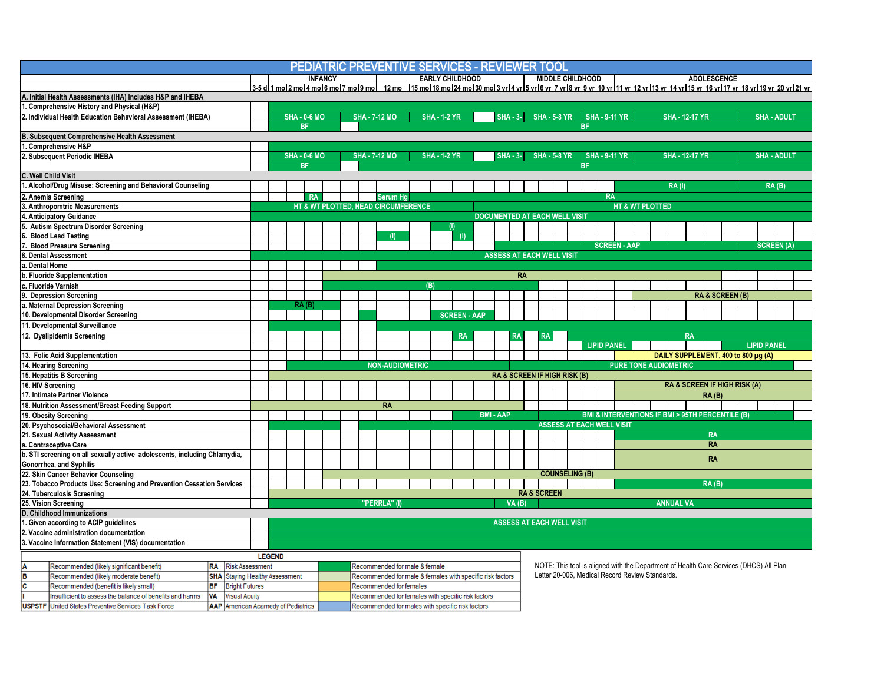# PEDIATRIC PREVENTIVE SERVICES - REVIEWER TOOL

| | 3-5 d | 1 mo | 2 mo | 4 mo | 6 mo | 7 mo | 9 mo | 12 mo | 15 mo | 18 mo | 24 mo | 30 mo | 3 yr | 4 yr | 5 yr | 6 yr | 7 yr | 8 yr | 9 yr | 10 yr | 11 yr | 12 yr | 13 yr | 14 yr | 15 yr | 16 yr | 17 yr | 18 yr | 19 yr | 20 yr | 21 yr |
|---|---|---|---|---|---|---|---|---|---|---|---|---|---|---|---|---|---|---|---|---|---|---|---|---|---|---|---|---|---|---|---|
| | | INFANCY | | | | | | EARLY CHILDHOOD | | | | | | | MIDDLE CHILDHOOD | | | | | | ADOLESCENCE | | | | | | | | | | |
| **A. Initial Health Assessments (IHA) Includes H&P and IHEBA** | | | | | | | | | | | | | | | | | | | | | | | | | | | | | | | |
| 1. Comprehensive History and Physical (H&P) | | | | | | | | | | | | | | | | | | | | | | | | | | | | | | | |
| 2. Individual Health Education Behavioral Assessment (IHEBA) | | SHA - 0-6 MO | | | | SHA - 7-12 MO | | | SHA - 1-2 YR | | | | SHA - 3- | | SHA - 5-8 YR | | | | SHA - 9-11 YR | | | SHA - 12-17 YR | | | | | | SHA - ADULT | | | |
| | | | BF | | | | | | | | | | | | | | | | BF | | | | | | | | | | | | |
| **B. Subsequent Comprehensive Health Assessment** | | | | | | | | | | | | | | | | | | | | | | | | | | | | | | | |
| 1. Comprehensive H&P | | | | | | | | | | | | | | | | | | | | | | | | | | | | | | | |
| 2. Subsequent Periodic IHEBA | | SHA - 0-6 MO | | | | SHA - 7-12 MO | | | SHA - 1-2 YR | | | | SHA - 3- | | SHA - 5-8 YR | | | | SHA - 9-11 YR | | | SHA - 12-17 YR | | | | | | SHA - ADULT | | | |
| | | | BF | | | | | | | | | | | | | | | | BF | | | | | | | | | | | | |
| **C. Well Child Visit** | | | | | | | | | | | | | | | | | | | | | | | | | | | | | | | |
| 1. Alcohol/Drug Misuse: Screening and Behavioral Counseling | | | | | | | | | | | | | | | | | | | | | RA (I) | | | | | | | RA (B) | | | |
| 2. Anemia Screening | | | | RA | | | | Serum Hg | RA | | | | | | | | | | | | | | | | | | | | | | |
| 3. Anthropomtric Measurements | HT & WT PLOTTED, HEAD CIRCUMFERENCE | | | | | | | | | | | HT & WT PLOTTED | | | | | | | | | | | | | | | | | | | |
| 4. Anticipatory Guidance | DOCUMENTED AT EACH WELL VISIT | | | | | | | | | | | | | | | | | | | | | | | | | | | | | | |
| 5. Autism Spectrum Disorder Screening | | | | | | | | | | (I) | | | | | | | | | | | | | | | | | | | | | |
| 6. Blood Lead Testing | | | | | | | | (I) | | | (I) | | | | | | | | | | | | | | | | | | | | |
| 7. Blood Pressure Screening | | | | | | | | | | | | | SCREEN - AAP | | | | | | | | | | | | | | | SCREEN (A) | | | |
| 8. Dental Assessment | ASSESS AT EACH WELL VISIT | | | | | | | | | | | | | | | | | | | | | | | | | | | | | | |
| a. Dental Home | | | | | | | | | | | | | | | | | | | | | | | | | | | | | | | |
| b. Fluoride Supplementation | | | | | RA | | | | | | | | | | | | | | | | | | | | | | | | | | |
| c. Fluoride Varnish | | | | | (B) | | | | | | | | | | | | | | | | | | | | | | | | | | |
| 9. Depression Screening | | | | | | | | | | | | | | | | | | | | | | RA & SCREEN (B) | | | | | | | | | |
| a. Maternal Depression Screening | | RA (B) | | | | | | | | | | | | | | | | | | | | | | | | | | | | | |
| 10. Developmental Disorder Screening | | | | | | | | | | SCREEN - AAP | | | | | | | | | | | | | | | | | | | | | |
| 11. Developmental Surveillance | | | | | | | | | | | | | | | | | | | | | | | | | | | | | | | |
| 12. Dyslipidemia Screening | | | | | | | | | | | RA | | | RA | | RA | | RA | | | | | | | | | | | | | |
| | | | | | | | | | | | | | | | | | | | LIPID PANEL | | | | | | | | LIPID PANEL | | | | |
| 13. Folic Acid Supplementation | | | | | | | | | | | | | | | | | | | | | DAILY SUPPLEMENT, 400 to 800 µg (A) | | | | | | | | | | |
| 14. Hearing Screening | | NON-AUDIOMETRIC | | | | | | | | | | | | PURE TONE AUDIOMETRIC | | | | | | | | | | | | | | | | | |
| 15. Hepatitis B Screening | | RA & SCREEN IF HIGH RISK (B) | | | | | | | | | | | | | | | | | | | | | | | | | | | | | |
| 16. HIV Screening | | | | | | | | | | | | | | | | | | | | | RA & SCREEN IF HIGH RISK (A) | | | | | | | | | | |
| 17. Intimate Partner Violence | | | | | | | | | | | | | | | | | | | | | RA (B) | | | | | | | | | | |
| 18. Nutrition Assessment/Breast Feeding Support | RA | | | | | | | | | | | | | | | | | | | | | | | | | | | | | | |
| 19. Obesity Screening | | | | | | | | | | | BMI - AAP | | | | BMI & INTERVENTIONS IF BMI > 95TH PERCENTILE (B) | | | | | | | | | | | | | | | | |
| 20. Psychosocial/Behavioral Assessment | | | | | | | ASSESS AT EACH WELL VISIT | | | | | | | | | | | | | | | | | | | | | | | | |
| 21. Sexual Activity Assessment | | | | | | | | | | | | | | | | | | | | | RA | | | | | | | | | | |
| a. Contraceptive Care | | | | | | | | | | | | | | | | | | | | | RA | | | | | | | | | | |
| b. STI screening on all sexually active adolescents, including Chlamydia, Gonorrhea, and Syphilis | | | | | | | | | | | | | | | | | | | | | RA | | | | | | | | | | |
| 22. Skin Cancer Behavior Counseling | | | | | COUNSELING (B) | | | | | | | | | | | | | | | | | | | | | | | | | | |
| 23. Tobacco Products Use: Screening and Prevention Cessation Services | | | | | | | | | | | | | | | | | | | | | RA (B) | | | | | | | | | | |
| 24. Tuberculosis Screening | | RA & SCREEN | | | | | | | | | | | | | | | | | | | | | | | | | | | | | |
| 25. Vision Screening | | "PERRLA" (I) | | | | | | | | | | | VA (B) | | ANNUAL VA | | | | | | | | | | | | | | | | |
| **D. Childhood Immunizations** | | | | | | | | | | | | | | | | | | | | | | | | | | | | | | | |
| 1. Given according to ACIP guidelines | | ASSESS AT EACH WELL VISIT | | | | | | | | | | | | | | | | | | | | | | | | | | | | | |
| 2. Vaccine administration documentation | | | | | | | | | | | | | | | | | | | | | | | | | | | | | | | |
| 3. Vaccine Information Statement (VIS) documentation | | | | | | | | | | | | | | | | | | | | | | | | | | | | | | | |

**LEGEND**

| | | | | | |
|---|---|---|---|---|---|
| A | Recommended (likely significant benefit) | RA | Risk Assessment | (green) | Recommended for male & female |
| B | Recommended (likely moderate benefit) | SHA | Staying Healthy Assessment | (light green) | Recommended for male & females with specific risk factors |
| C | Recommended (benefit is likely small) | BF | Bright Futures | (orange) | Recommended for females |
| I | Insufficient to assess the balance of benefits and harms | VA | Visual Acuity | (yellow) | Recommended for females with specific risk factors |
| USPSTF | United States Preventive Services Task Force | AAP | American Acamedy of Pediatrics | (blue) | Recommended for males with specific risk factors |

NOTE: This tool is aligned with the Department of Health Care Services (DHCS) All Plan Letter 20-006, Medical Record Review Standards.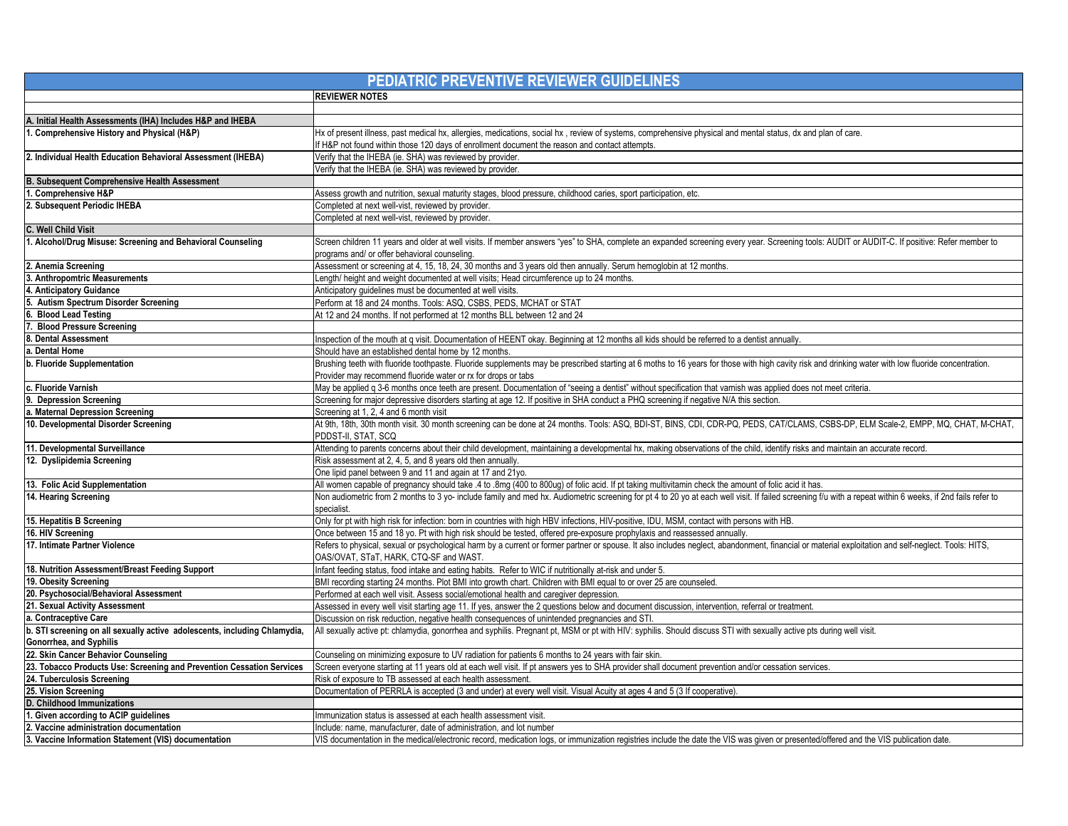# PEDIATRIC PREVENTIVE REVIEWER GUIDELINES

| | REVIEWER NOTES |
|---|---|
| | |
| **A. Initial Health Assessments (IHA) Includes H&P and IHEBA** | |
| **1. Comprehensive History and Physical (H&P)** | Hx of present illness, past medical hx, allergies, medications, social hx , review of systems, comprehensive physical and mental status, dx and plan of care. |
| | If H&P not found within those 120 days of enrollment document the reason and contact attempts. |
| **2. Individual Health Education Behavioral Assessment (IHEBA)** | Verify that the IHEBA (ie. SHA) was reviewed by provider. |
| | Verify that the IHEBA (ie. SHA) was reviewed by provider. |
| **B. Subsequent Comprehensive Health Assessment** | |
| **1. Comprehensive H&P** | Assess growth and nutrition, sexual maturity stages, blood pressure, childhood caries, sport participation, etc. |
| **2. Subsequent Periodic IHEBA** | Completed at next well-vist, reviewed by provider. |
| | Completed at next well-vist, reviewed by provider. |
| **C. Well Child Visit** | |
| **1. Alcohol/Drug Misuse: Screening and Behavioral Counseling** | Screen children 11 years and older at well visits. If member answers "yes" to SHA, complete an expanded screening every year. Screening tools: AUDIT or AUDIT-C. If positive: Refer member to programs and/ or offer behavioral counseling. |
| **2. Anemia Screening** | Assessment or screening at 4, 15, 18, 24, 30 months and 3 years old then annually. Serum hemoglobin at 12 months. |
| **3. Anthropomtric Measurements** | Length/ height and weight documented at well visits; Head circumference up to 24 months. |
| **4. Anticipatory Guidance** | Anticipatory guidelines must be documented at well visits. |
| **5. Autism Spectrum Disorder Screening** | Perform at 18 and 24 months. Tools: ASQ, CSBS, PEDS, MCHAT or STAT |
| **6. Blood Lead Testing** | At 12 and 24 months. If not performed at 12 months BLL between 12 and 24 |
| **7. Blood Pressure Screening** | |
| **8. Dental Assessment** | Inspection of the mouth at q visit. Documentation of HEENT okay. Beginning at 12 months all kids should be referred to a dentist annually. |
| **a. Dental Home** | Should have an established dental home by 12 months. |
| **b. Fluoride Supplementation** | Brushing teeth with fluoride toothpaste. Fluoride supplements may be prescribed starting at 6 moths to 16 years for those with high cavity risk and drinking water with low fluoride concentration. Provider may recommend fluoride water or rx for drops or tabs |
| **c. Fluoride Varnish** | May be applied q 3-6 months once teeth are present. Documentation of "seeing a dentist" without specification that varnish was applied does not meet criteria. |
| **9. Depression Screening** | Screening for major depressive disorders starting at age 12. If positive in SHA conduct a PHQ screening if negative N/A this section. |
| **a. Maternal Depression Screening** | Screening at 1, 2, 4 and 6 month visit |
| **10. Developmental Disorder Screening** | At 9th, 18th, 30th month visit. 30 month screening can be done at 24 months. Tools: ASQ, BDI-ST, BINS, CDI, CDR-PQ, PEDS, CAT/CLAMS, CSBS-DP, ELM Scale-2, EMPP, MQ, CHAT, M-CHAT, PDDST-II, STAT, SCQ |
| **11. Developmental Surveillance** | Attending to parents concerns about their child development, maintaining a developmental hx, making observations of the child, identify risks and maintain an accurate record. |
| **12. Dyslipidemia Screening** | Risk assessment at 2, 4, 5, and 8 years old then annually. |
| | One lipid panel between 9 and 11 and again at 17 and 21yo. |
| **13. Folic Acid Supplementation** | All women capable of pregnancy should take .4 to .8mg (400 to 800ug) of folic acid. If pt taking multivitamin check the amount of folic acid it has. |
| **14. Hearing Screening** | Non audiometric from 2 months to 3 yo- include family and med hx. Audiometric screening for pt 4 to 20 yo at each well visit. If failed screening f/u with a repeat within 6 weeks, if 2nd fails refer to specialist. |
| **15. Hepatitis B Screening** | Only for pt with high risk for infection: born in countries with high HBV infections, HIV-positive, IDU, MSM, contact with persons with HB. |
| **16. HIV Screening** | Once between 15 and 18 yo. Pt with high risk should be tested, offered pre-exposure prophylaxis and reassessed annually. |
| **17. Intimate Partner Violence** | Refers to physical, sexual or psychological harm by a current or former partner or spouse. It also includes neglect, abandonment, financial or material exploitation and self-neglect. Tools: HITS, OAS/OVAT, STaT, HARK, CTQ-SF and WAST. |
| **18. Nutrition Assessment/Breast Feeding Support** | Infant feeding status, food intake and eating habits. Refer to WIC if nutritionally at-risk and under 5. |
| **19. Obesity Screening** | BMI recording starting 24 months. Plot BMI into growth chart. Children with BMI equal to or over 25 are counseled. |
| **20. Psychosocial/Behavioral Assessment** | Performed at each well visit. Assess social/emotional health and caregiver depression. |
| **21. Sexual Activity Assessment** | Assessed in every well visit starting age 11. If yes, answer the 2 questions below and document discussion, intervention, referral or treatment. |
| **a. Contraceptive Care** | Discussion on risk reduction, negative health consequences of unintended pregnancies and STI. |
| **b. STI screening on all sexually active adolescents, including Chlamydia, Gonorrhea, and Syphilis** | All sexually active pt: chlamydia, gonorrhea and syphilis. Pregnant pt, MSM or pt with HIV: syphilis. Should discuss STI with sexually active pts during well visit. |
| **22. Skin Cancer Behavior Counseling** | Counseling on minimizing exposure to UV radiation for patients 6 months to 24 years with fair skin. |
| **23. Tobacco Products Use: Screening and Prevention Cessation Services** | Screen everyone starting at 11 years old at each well visit. If pt answers yes to SHA provider shall document prevention and/or cessation services. |
| **24. Tuberculosis Screening** | Risk of exposure to TB assessed at each health assessment. |
| **25. Vision Screening** | Documentation of PERRLA is accepted (3 and under) at every well visit. Visual Acuity at ages 4 and 5 (3 If cooperative). |
| **D. Childhood Immunizations** | |
| **1. Given according to ACIP guidelines** | Immunization status is assessed at each health assessment visit. |
| **2. Vaccine administration documentation** | Include: name, manufacturer, date of administration, and lot number |
| **3. Vaccine Information Statement (VIS) documentation** | VIS documentation in the medical/electronic record, medication logs, or immunization registries include the date the VIS was given or presented/offered and the VIS publication date. |